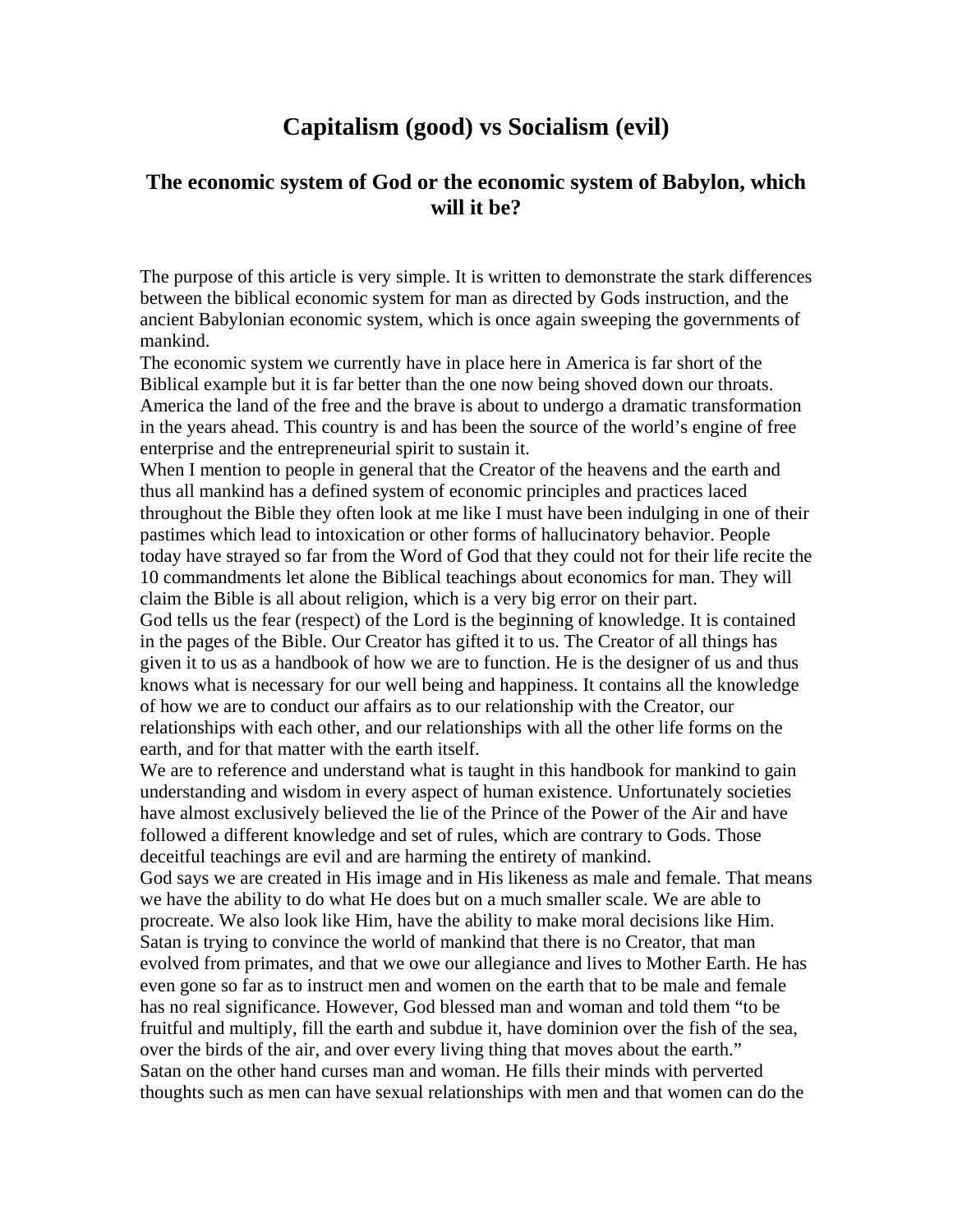# Capitalism (good) vs Socialism (evil)

## The economic system of God or the economic system of Babylon, which will it be?

The purpose of this article is very simple. It is written to demonstrate the stark differences between the biblical economic system for man as directed by Gods instruction, and the ancient Babylonian economic system, which is once again sweeping the governments of mankind.

The economic system we currently have in place here in America is far short of the Biblical example but it is far better than the one now being shoved down our throats. America the land of the free and the brave is about to undergo a dramatic transformation in the years ahead. This country is and has been the source of the world's engine of free enterprise and the entrepreneurial spirit to sustain it.

When I mention to people in general that the Creator of the heavens and the earth and thus all mankind has a defined system of economic principles and practices laced throughout the Bible they often look at me like I must have been indulging in one of their pastimes which lead to intoxication or other forms of hallucinatory behavior. People today have strayed so far from the Word of God that they could not for their life recite the 10 commandments let alone the Biblical teachings about economics for man. They will claim the Bible is all about religion, which is a very big error on their part.

God tells us the fear (respect) of the Lord is the beginning of knowledge. It is contained in the pages of the Bible. Our Creator has gifted it to us. The Creator of all things has given it to us as a handbook of how we are to function. He is the designer of us and thus knows what is necessary for our well being and happiness. It contains all the knowledge of how we are to conduct our affairs as to our relationship with the Creator, our relationships with each other, and our relationships with all the other life forms on the earth, and for that matter with the earth itself.

We are to reference and understand what is taught in this handbook for mankind to gain understanding and wisdom in every aspect of human existence. Unfortunately societies have almost exclusively believed the lie of the Prince of the Power of the Air and have followed a different knowledge and set of rules, which are contrary to Gods. Those deceitful teachings are evil and are harming the entirety of mankind.

God says we are created in His image and in His likeness as male and female. That means we have the ability to do what He does but on a much smaller scale. We are able to procreate. We also look like Him, have the ability to make moral decisions like Him. Satan is trying to convince the world of mankind that there is no Creator, that man evolved from primates, and that we owe our allegiance and lives to Mother Earth. He has even gone so far as to instruct men and women on the earth that to be male and female has no real significance. However, God blessed man and woman and told them "to be fruitful and multiply, fill the earth and subdue it, have dominion over the fish of the sea, over the birds of the air, and over every living thing that moves about the earth."

Satan on the other hand curses man and woman. He fills their minds with perverted thoughts such as men can have sexual relationships with men and that women can do the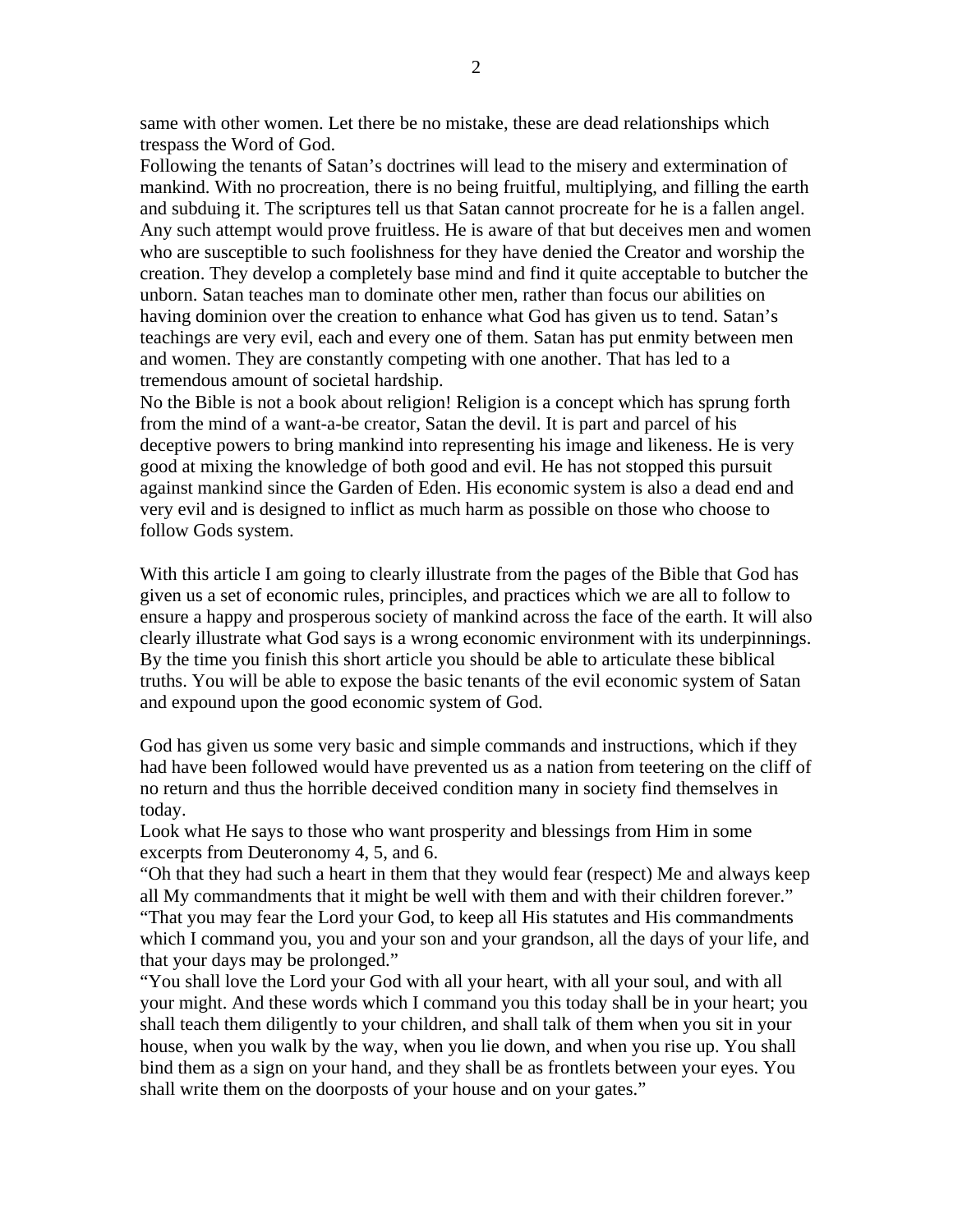same with other women. Let there be no mistake, these are dead relationships which trespass the Word of God.
Following the tenants of Satan's doctrines will lead to the misery and extermination of mankind. With no procreation, there is no being fruitful, multiplying, and filling the earth and subduing it. The scriptures tell us that Satan cannot procreate for he is a fallen angel. Any such attempt would prove fruitless. He is aware of that but deceives men and women who are susceptible to such foolishness for they have denied the Creator and worship the creation. They develop a completely base mind and find it quite acceptable to butcher the unborn. Satan teaches man to dominate other men, rather than focus our abilities on having dominion over the creation to enhance what God has given us to tend. Satan's teachings are very evil, each and every one of them. Satan has put enmity between men and women. They are constantly competing with one another. That has led to a tremendous amount of societal hardship.
No the Bible is not a book about religion! Religion is a concept which has sprung forth from the mind of a want-a-be creator, Satan the devil. It is part and parcel of his deceptive powers to bring mankind into representing his image and likeness. He is very good at mixing the knowledge of both good and evil. He has not stopped this pursuit against mankind since the Garden of Eden. His economic system is also a dead end and very evil and is designed to inflict as much harm as possible on those who choose to follow Gods system.

With this article I am going to clearly illustrate from the pages of the Bible that God has given us a set of economic rules, principles, and practices which we are all to follow to ensure a happy and prosperous society of mankind across the face of the earth. It will also clearly illustrate what God says is a wrong economic environment with its underpinnings. By the time you finish this short article you should be able to articulate these biblical truths. You will be able to expose the basic tenants of the evil economic system of Satan and expound upon the good economic system of God.

God has given us some very basic and simple commands and instructions, which if they had have been followed would have prevented us as a nation from teetering on the cliff of no return and thus the horrible deceived condition many in society find themselves in today.
Look what He says to those who want prosperity and blessings from Him in some excerpts from Deuteronomy 4, 5, and 6.
"Oh that they had such a heart in them that they would fear (respect) Me and always keep all My commandments that it might be well with them and with their children forever."
"That you may fear the Lord your God, to keep all His statutes and His commandments which I command you, you and your son and your grandson, all the days of your life, and that your days may be prolonged."
"You shall love the Lord your God with all your heart, with all your soul, and with all your might. And these words which I command you this today shall be in your heart; you shall teach them diligently to your children, and shall talk of them when you sit in your house, when you walk by the way, when you lie down, and when you rise up. You shall bind them as a sign on your hand, and they shall be as frontlets between your eyes. You shall write them on the doorposts of your house and on your gates."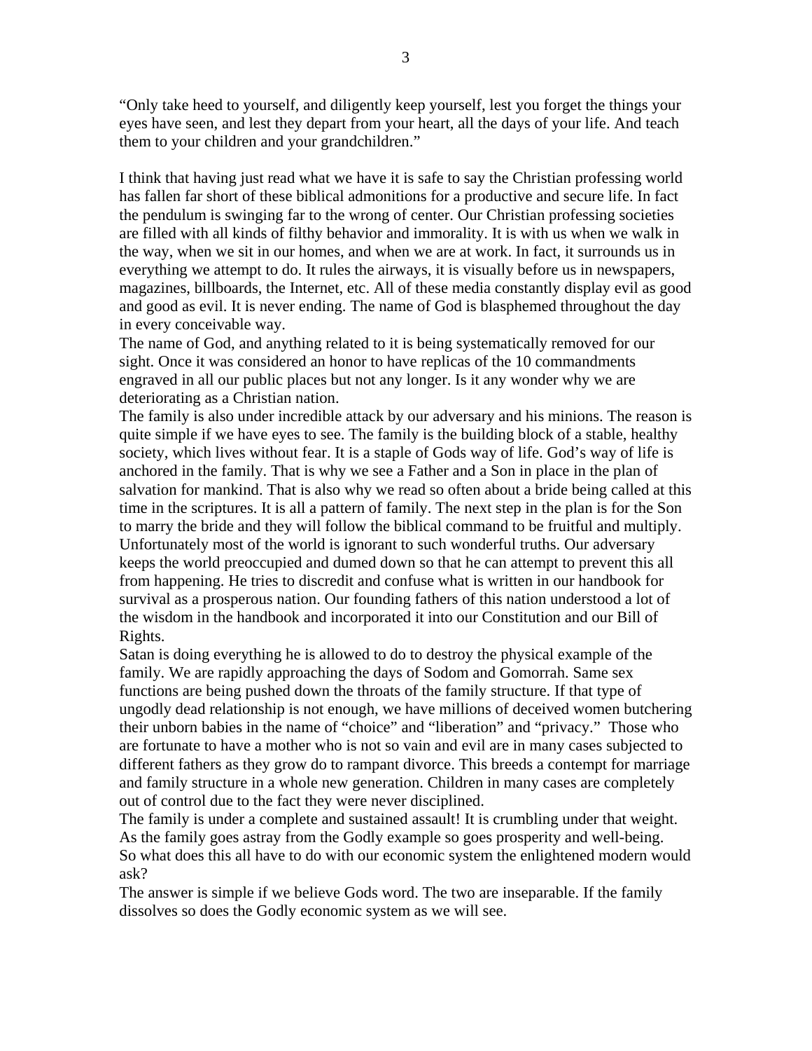"Only take heed to yourself, and diligently keep yourself, lest you forget the things your eyes have seen, and lest they depart from your heart, all the days of your life. And teach them to your children and your grandchildren."

I think that having just read what we have it is safe to say the Christian professing world has fallen far short of these biblical admonitions for a productive and secure life. In fact the pendulum is swinging far to the wrong of center. Our Christian professing societies are filled with all kinds of filthy behavior and immorality. It is with us when we walk in the way, when we sit in our homes, and when we are at work. In fact, it surrounds us in everything we attempt to do. It rules the airways, it is visually before us in newspapers, magazines, billboards, the Internet, etc. All of these media constantly display evil as good and good as evil. It is never ending. The name of God is blasphemed throughout the day in every conceivable way.

The name of God, and anything related to it is being systematically removed for our sight. Once it was considered an honor to have replicas of the 10 commandments engraved in all our public places but not any longer. Is it any wonder why we are deteriorating as a Christian nation.

The family is also under incredible attack by our adversary and his minions. The reason is quite simple if we have eyes to see. The family is the building block of a stable, healthy society, which lives without fear. It is a staple of Gods way of life. God's way of life is anchored in the family. That is why we see a Father and a Son in place in the plan of salvation for mankind. That is also why we read so often about a bride being called at this time in the scriptures. It is all a pattern of family. The next step in the plan is for the Son to marry the bride and they will follow the biblical command to be fruitful and multiply. Unfortunately most of the world is ignorant to such wonderful truths. Our adversary keeps the world preoccupied and dumed down so that he can attempt to prevent this all from happening. He tries to discredit and confuse what is written in our handbook for survival as a prosperous nation. Our founding fathers of this nation understood a lot of the wisdom in the handbook and incorporated it into our Constitution and our Bill of Rights.

Satan is doing everything he is allowed to do to destroy the physical example of the family. We are rapidly approaching the days of Sodom and Gomorrah. Same sex functions are being pushed down the throats of the family structure. If that type of ungodly dead relationship is not enough, we have millions of deceived women butchering their unborn babies in the name of "choice" and "liberation" and "privacy." Those who are fortunate to have a mother who is not so vain and evil are in many cases subjected to different fathers as they grow do to rampant divorce. This breeds a contempt for marriage and family structure in a whole new generation. Children in many cases are completely out of control due to the fact they were never disciplined.

The family is under a complete and sustained assault! It is crumbling under that weight. As the family goes astray from the Godly example so goes prosperity and well-being. So what does this all have to do with our economic system the enlightened modern would ask?

The answer is simple if we believe Gods word. The two are inseparable. If the family dissolves so does the Godly economic system as we will see.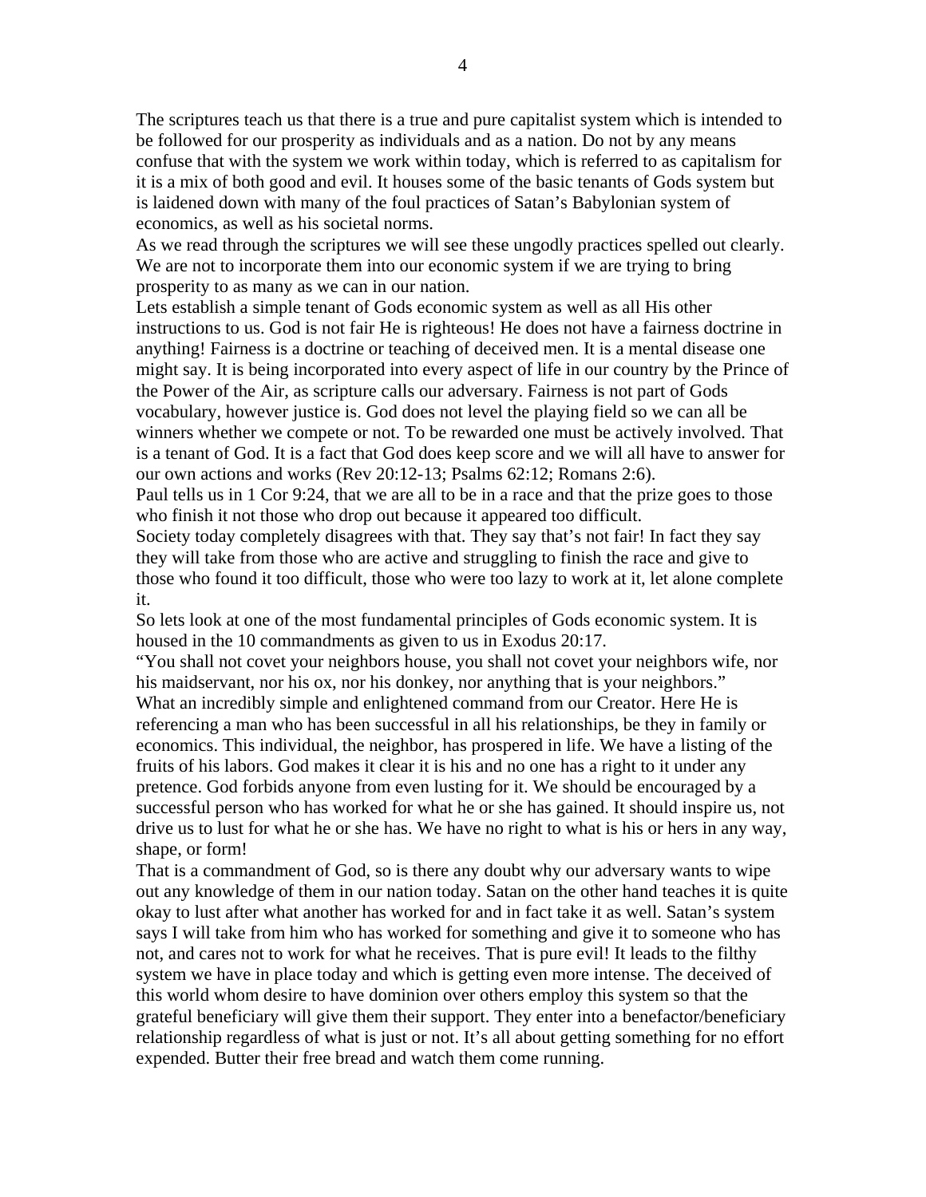The scriptures teach us that there is a true and pure capitalist system which is intended to be followed for our prosperity as individuals and as a nation. Do not by any means confuse that with the system we work within today, which is referred to as capitalism for it is a mix of both good and evil. It houses some of the basic tenants of Gods system but is laidened down with many of the foul practices of Satan's Babylonian system of economics, as well as his societal norms.

As we read through the scriptures we will see these ungodly practices spelled out clearly. We are not to incorporate them into our economic system if we are trying to bring prosperity to as many as we can in our nation.

Lets establish a simple tenant of Gods economic system as well as all His other instructions to us. God is not fair He is righteous! He does not have a fairness doctrine in anything! Fairness is a doctrine or teaching of deceived men. It is a mental disease one might say. It is being incorporated into every aspect of life in our country by the Prince of the Power of the Air, as scripture calls our adversary. Fairness is not part of Gods vocabulary, however justice is. God does not level the playing field so we can all be winners whether we compete or not. To be rewarded one must be actively involved. That is a tenant of God. It is a fact that God does keep score and we will all have to answer for our own actions and works (Rev 20:12-13; Psalms 62:12; Romans 2:6).

Paul tells us in 1 Cor 9:24, that we are all to be in a race and that the prize goes to those who finish it not those who drop out because it appeared too difficult.

Society today completely disagrees with that. They say that's not fair! In fact they say they will take from those who are active and struggling to finish the race and give to those who found it too difficult, those who were too lazy to work at it, let alone complete it.

So lets look at one of the most fundamental principles of Gods economic system. It is housed in the 10 commandments as given to us in Exodus 20:17.

"You shall not covet your neighbors house, you shall not covet your neighbors wife, nor his maidservant, nor his ox, nor his donkey, nor anything that is your neighbors."

What an incredibly simple and enlightened command from our Creator. Here He is referencing a man who has been successful in all his relationships, be they in family or economics. This individual, the neighbor, has prospered in life. We have a listing of the fruits of his labors. God makes it clear it is his and no one has a right to it under any pretence. God forbids anyone from even lusting for it. We should be encouraged by a successful person who has worked for what he or she has gained. It should inspire us, not drive us to lust for what he or she has. We have no right to what is his or hers in any way, shape, or form!

That is a commandment of God, so is there any doubt why our adversary wants to wipe out any knowledge of them in our nation today. Satan on the other hand teaches it is quite okay to lust after what another has worked for and in fact take it as well. Satan's system says I will take from him who has worked for something and give it to someone who has not, and cares not to work for what he receives. That is pure evil! It leads to the filthy system we have in place today and which is getting even more intense. The deceived of this world whom desire to have dominion over others employ this system so that the grateful beneficiary will give them their support. They enter into a benefactor/beneficiary relationship regardless of what is just or not. It's all about getting something for no effort expended. Butter their free bread and watch them come running.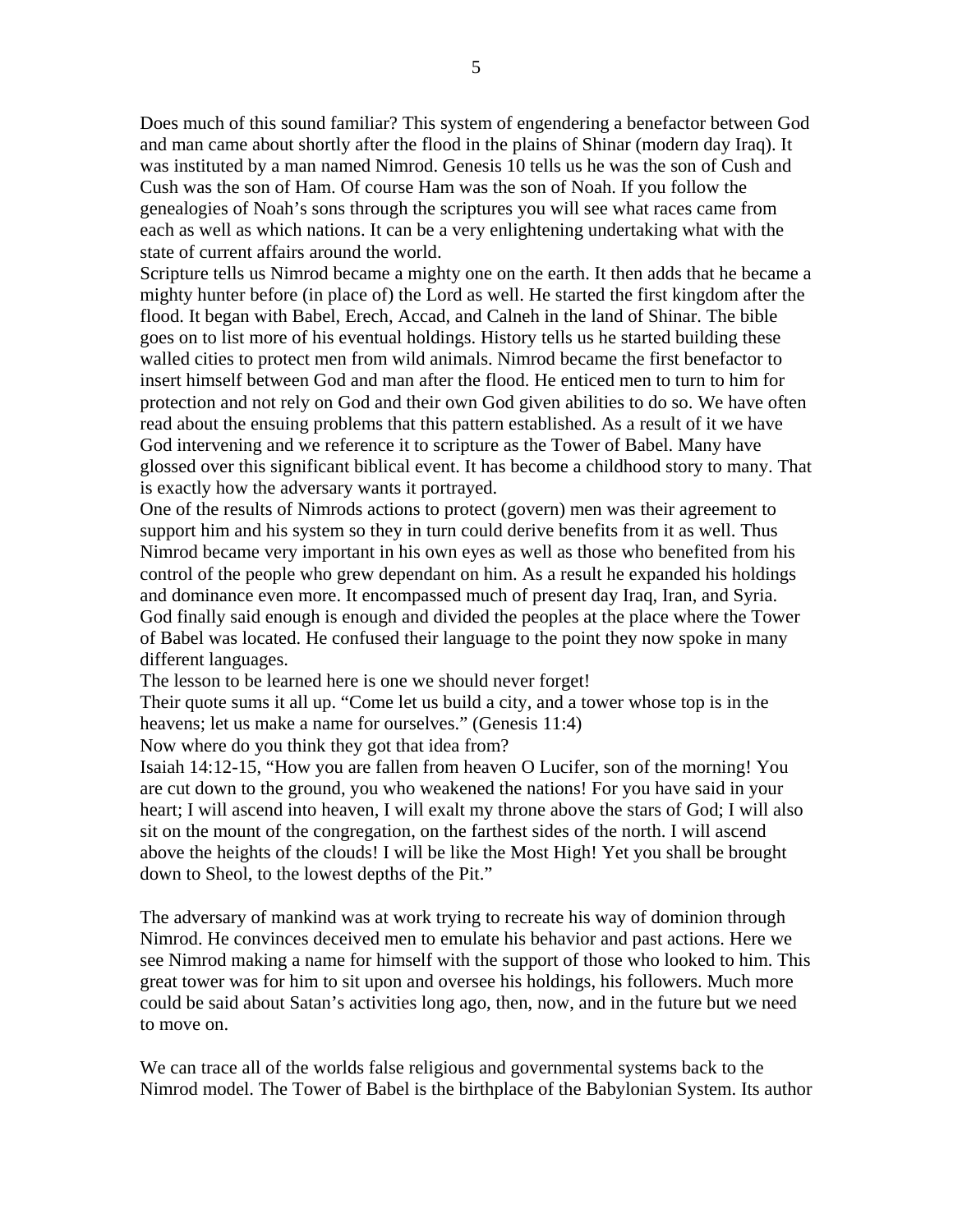Does much of this sound familiar? This system of engendering a benefactor between God and man came about shortly after the flood in the plains of Shinar (modern day Iraq). It was instituted by a man named Nimrod. Genesis 10 tells us he was the son of Cush and Cush was the son of Ham. Of course Ham was the son of Noah. If you follow the genealogies of Noah's sons through the scriptures you will see what races came from each as well as which nations. It can be a very enlightening undertaking what with the state of current affairs around the world.

Scripture tells us Nimrod became a mighty one on the earth. It then adds that he became a mighty hunter before (in place of) the Lord as well. He started the first kingdom after the flood. It began with Babel, Erech, Accad, and Calneh in the land of Shinar. The bible goes on to list more of his eventual holdings. History tells us he started building these walled cities to protect men from wild animals. Nimrod became the first benefactor to insert himself between God and man after the flood. He enticed men to turn to him for protection and not rely on God and their own God given abilities to do so. We have often read about the ensuing problems that this pattern established. As a result of it we have God intervening and we reference it to scripture as the Tower of Babel. Many have glossed over this significant biblical event. It has become a childhood story to many. That is exactly how the adversary wants it portrayed.

One of the results of Nimrods actions to protect (govern) men was their agreement to support him and his system so they in turn could derive benefits from it as well. Thus Nimrod became very important in his own eyes as well as those who benefited from his control of the people who grew dependant on him. As a result he expanded his holdings and dominance even more. It encompassed much of present day Iraq, Iran, and Syria. God finally said enough is enough and divided the peoples at the place where the Tower of Babel was located. He confused their language to the point they now spoke in many different languages.

The lesson to be learned here is one we should never forget!

Their quote sums it all up. "Come let us build a city, and a tower whose top is in the heavens; let us make a name for ourselves." (Genesis 11:4)

Now where do you think they got that idea from?

Isaiah 14:12-15, "How you are fallen from heaven O Lucifer, son of the morning! You are cut down to the ground, you who weakened the nations! For you have said in your heart; I will ascend into heaven, I will exalt my throne above the stars of God; I will also sit on the mount of the congregation, on the farthest sides of the north. I will ascend above the heights of the clouds! I will be like the Most High! Yet you shall be brought down to Sheol, to the lowest depths of the Pit."

The adversary of mankind was at work trying to recreate his way of dominion through Nimrod. He convinces deceived men to emulate his behavior and past actions. Here we see Nimrod making a name for himself with the support of those who looked to him. This great tower was for him to sit upon and oversee his holdings, his followers. Much more could be said about Satan's activities long ago, then, now, and in the future but we need to move on.

We can trace all of the worlds false religious and governmental systems back to the Nimrod model. The Tower of Babel is the birthplace of the Babylonian System. Its author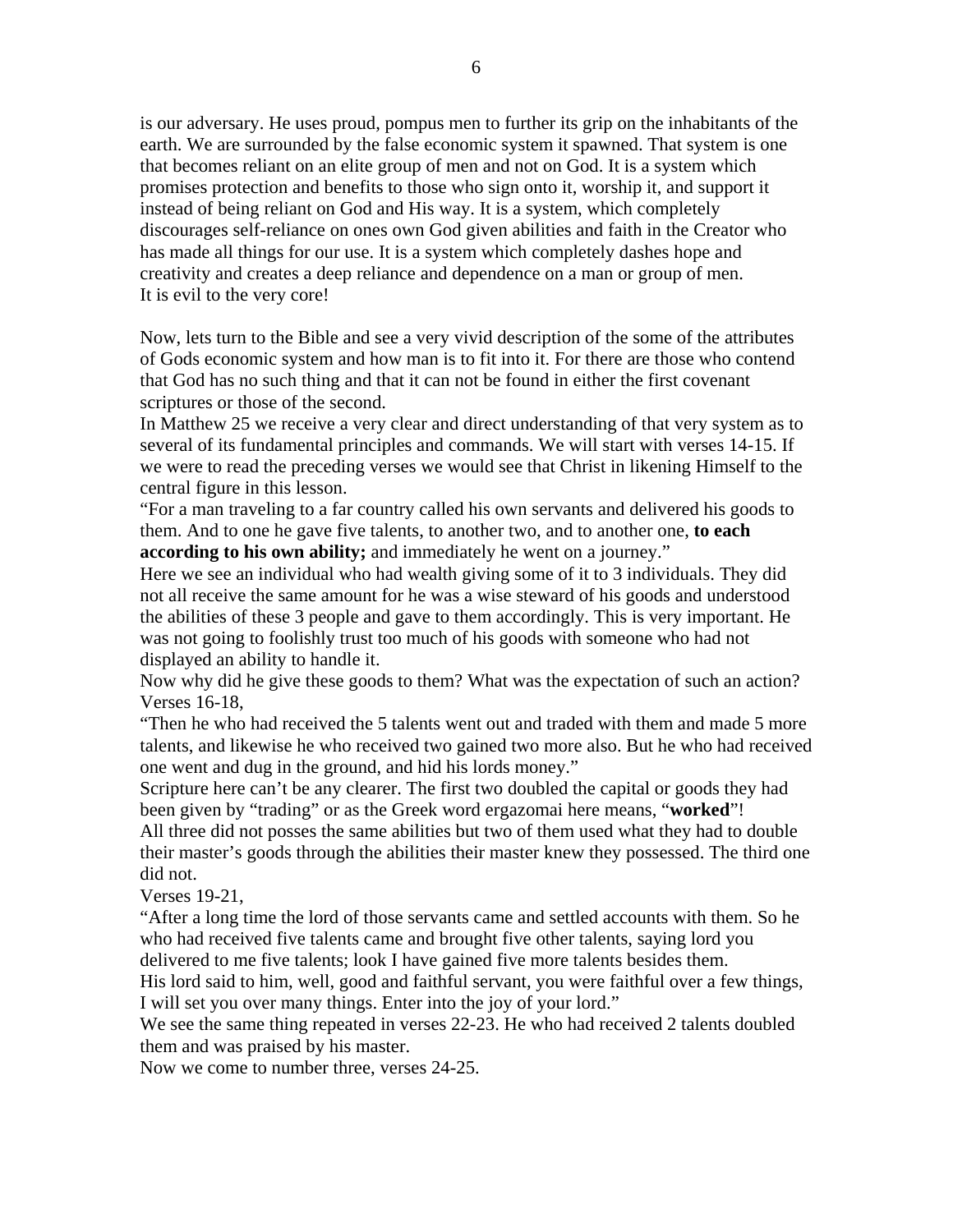is our adversary. He uses proud, pompus men to further its grip on the inhabitants of the earth. We are surrounded by the false economic system it spawned. That system is one that becomes reliant on an elite group of men and not on God. It is a system which promises protection and benefits to those who sign onto it, worship it, and support it instead of being reliant on God and His way. It is a system, which completely discourages self-reliance on ones own God given abilities and faith in the Creator who has made all things for our use. It is a system which completely dashes hope and creativity and creates a deep reliance and dependence on a man or group of men.
It is evil to the very core!

Now, lets turn to the Bible and see a very vivid description of the some of the attributes of Gods economic system and how man is to fit into it. For there are those who contend that God has no such thing and that it can not be found in either the first covenant scriptures or those of the second.

In Matthew 25 we receive a very clear and direct understanding of that very system as to several of its fundamental principles and commands. We will start with verses 14-15. If we were to read the preceding verses we would see that Christ in likening Himself to the central figure in this lesson.

"For a man traveling to a far country called his own servants and delivered his goods to them. And to one he gave five talents, to another two, and to another one, **to each according to his own ability;** and immediately he went on a journey."

Here we see an individual who had wealth giving some of it to 3 individuals. They did not all receive the same amount for he was a wise steward of his goods and understood the abilities of these 3 people and gave to them accordingly. This is very important. He was not going to foolishly trust too much of his goods with someone who had not displayed an ability to handle it.

Now why did he give these goods to them? What was the expectation of such an action? Verses 16-18,

"Then he who had received the 5 talents went out and traded with them and made 5 more talents, and likewise he who received two gained two more also. But he who had received one went and dug in the ground, and hid his lords money."

Scripture here can't be any clearer. The first two doubled the capital or goods they had been given by "trading" or as the Greek word ergazomai here means, "**worked**"!

All three did not posses the same abilities but two of them used what they had to double their master's goods through the abilities their master knew they possessed. The third one did not.

Verses 19-21,

"After a long time the lord of those servants came and settled accounts with them. So he who had received five talents came and brought five other talents, saying lord you delivered to me five talents; look I have gained five more talents besides them.

His lord said to him, well, good and faithful servant, you were faithful over a few things, I will set you over many things. Enter into the joy of your lord."

We see the same thing repeated in verses 22-23. He who had received 2 talents doubled them and was praised by his master.

Now we come to number three, verses 24-25.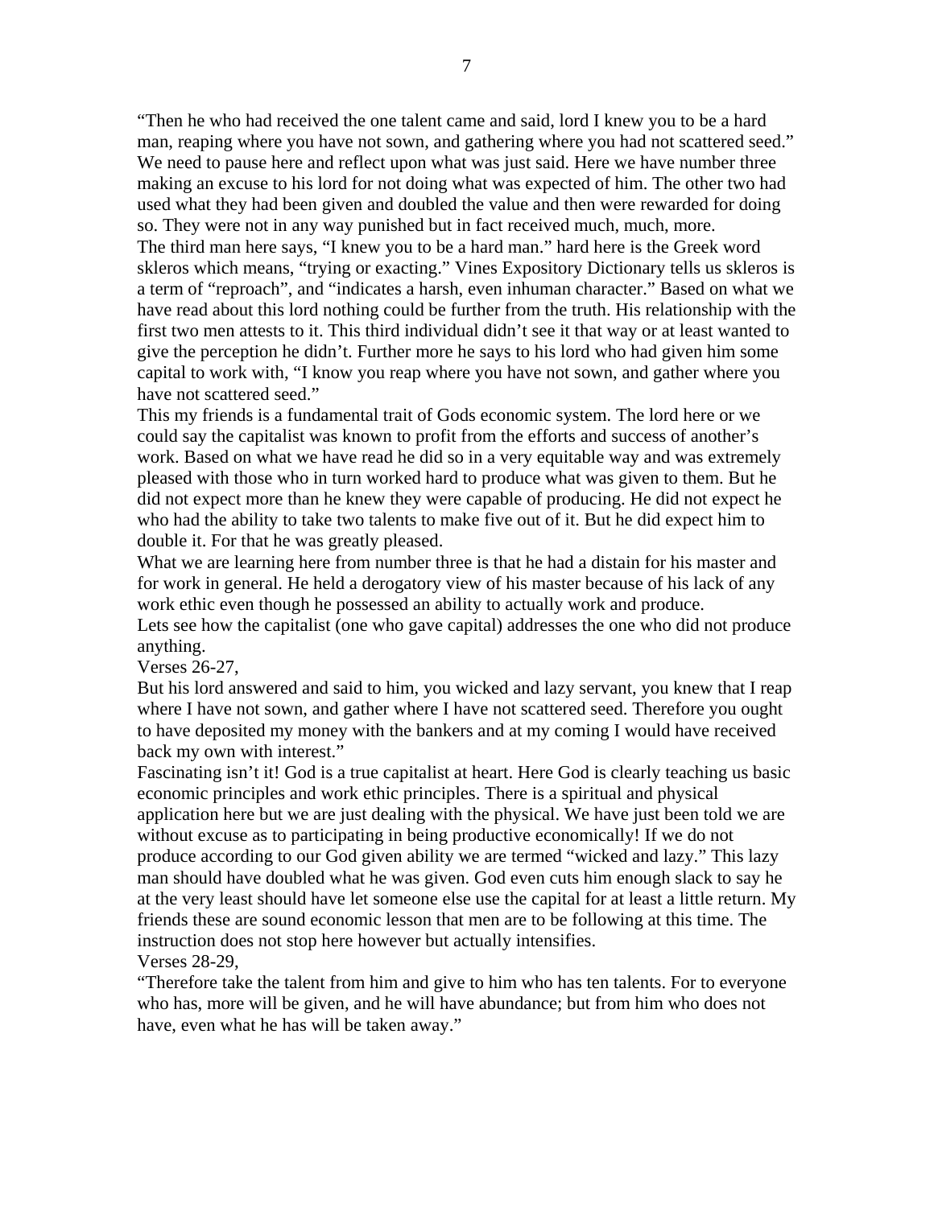"Then he who had received the one talent came and said, lord I knew you to be a hard man, reaping where you have not sown, and gathering where you had not scattered seed." We need to pause here and reflect upon what was just said. Here we have number three making an excuse to his lord for not doing what was expected of him. The other two had used what they had been given and doubled the value and then were rewarded for doing so. They were not in any way punished but in fact received much, much, more.
The third man here says, "I knew you to be a hard man." hard here is the Greek word skleros which means, "trying or exacting." Vines Expository Dictionary tells us skleros is a term of "reproach", and "indicates a harsh, even inhuman character." Based on what we have read about this lord nothing could be further from the truth. His relationship with the first two men attests to it. This third individual didn't see it that way or at least wanted to give the perception he didn't. Further more he says to his lord who had given him some capital to work with, "I know you reap where you have not sown, and gather where you have not scattered seed."
This my friends is a fundamental trait of Gods economic system. The lord here or we could say the capitalist was known to profit from the efforts and success of another's work. Based on what we have read he did so in a very equitable way and was extremely pleased with those who in turn worked hard to produce what was given to them. But he did not expect more than he knew they were capable of producing. He did not expect he who had the ability to take two talents to make five out of it. But he did expect him to double it. For that he was greatly pleased.
What we are learning here from number three is that he had a distain for his master and for work in general. He held a derogatory view of his master because of his lack of any work ethic even though he possessed an ability to actually work and produce.
Lets see how the capitalist (one who gave capital) addresses the one who did not produce anything.
Verses 26-27,
But his lord answered and said to him, you wicked and lazy servant, you knew that I reap where I have not sown, and gather where I have not scattered seed. Therefore you ought to have deposited my money with the bankers and at my coming I would have received back my own with interest."
Fascinating isn't it! God is a true capitalist at heart. Here God is clearly teaching us basic economic principles and work ethic principles. There is a spiritual and physical application here but we are just dealing with the physical. We have just been told we are without excuse as to participating in being productive economically! If we do not produce according to our God given ability we are termed "wicked and lazy." This lazy man should have doubled what he was given. God even cuts him enough slack to say he at the very least should have let someone else use the capital for at least a little return. My friends these are sound economic lesson that men are to be following at this time. The instruction does not stop here however but actually intensifies.
Verses 28-29,
"Therefore take the talent from him and give to him who has ten talents. For to everyone who has, more will be given, and he will have abundance; but from him who does not have, even what he has will be taken away."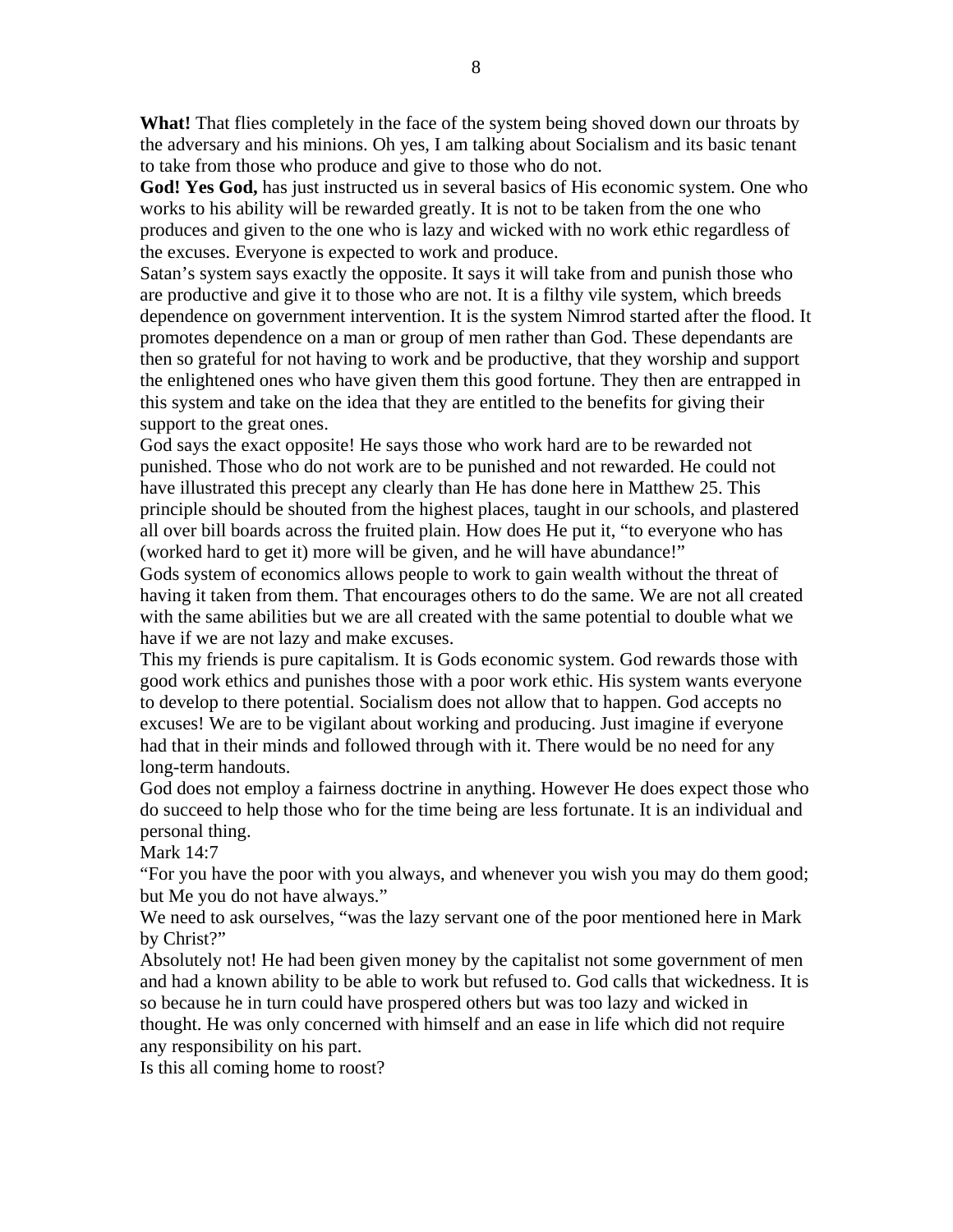**What!** That flies completely in the face of the system being shoved down our throats by the adversary and his minions. Oh yes, I am talking about Socialism and its basic tenant to take from those who produce and give to those who do not.

**God! Yes God,** has just instructed us in several basics of His economic system. One who works to his ability will be rewarded greatly. It is not to be taken from the one who produces and given to the one who is lazy and wicked with no work ethic regardless of the excuses. Everyone is expected to work and produce.

Satan's system says exactly the opposite. It says it will take from and punish those who are productive and give it to those who are not. It is a filthy vile system, which breeds dependence on government intervention. It is the system Nimrod started after the flood. It promotes dependence on a man or group of men rather than God. These dependants are then so grateful for not having to work and be productive, that they worship and support the enlightened ones who have given them this good fortune. They then are entrapped in this system and take on the idea that they are entitled to the benefits for giving their support to the great ones.

God says the exact opposite! He says those who work hard are to be rewarded not punished. Those who do not work are to be punished and not rewarded. He could not have illustrated this precept any clearly than He has done here in Matthew 25. This principle should be shouted from the highest places, taught in our schools, and plastered all over bill boards across the fruited plain. How does He put it, "to everyone who has (worked hard to get it) more will be given, and he will have abundance!"

Gods system of economics allows people to work to gain wealth without the threat of having it taken from them. That encourages others to do the same. We are not all created with the same abilities but we are all created with the same potential to double what we have if we are not lazy and make excuses.

This my friends is pure capitalism. It is Gods economic system. God rewards those with good work ethics and punishes those with a poor work ethic. His system wants everyone to develop to there potential. Socialism does not allow that to happen. God accepts no excuses! We are to be vigilant about working and producing. Just imagine if everyone had that in their minds and followed through with it. There would be no need for any long-term handouts.

God does not employ a fairness doctrine in anything. However He does expect those who do succeed to help those who for the time being are less fortunate. It is an individual and personal thing.

Mark 14:7

"For you have the poor with you always, and whenever you wish you may do them good; but Me you do not have always."

We need to ask ourselves, "was the lazy servant one of the poor mentioned here in Mark by Christ?"

Absolutely not! He had been given money by the capitalist not some government of men and had a known ability to be able to work but refused to. God calls that wickedness. It is so because he in turn could have prospered others but was too lazy and wicked in thought. He was only concerned with himself and an ease in life which did not require any responsibility on his part.

Is this all coming home to roost?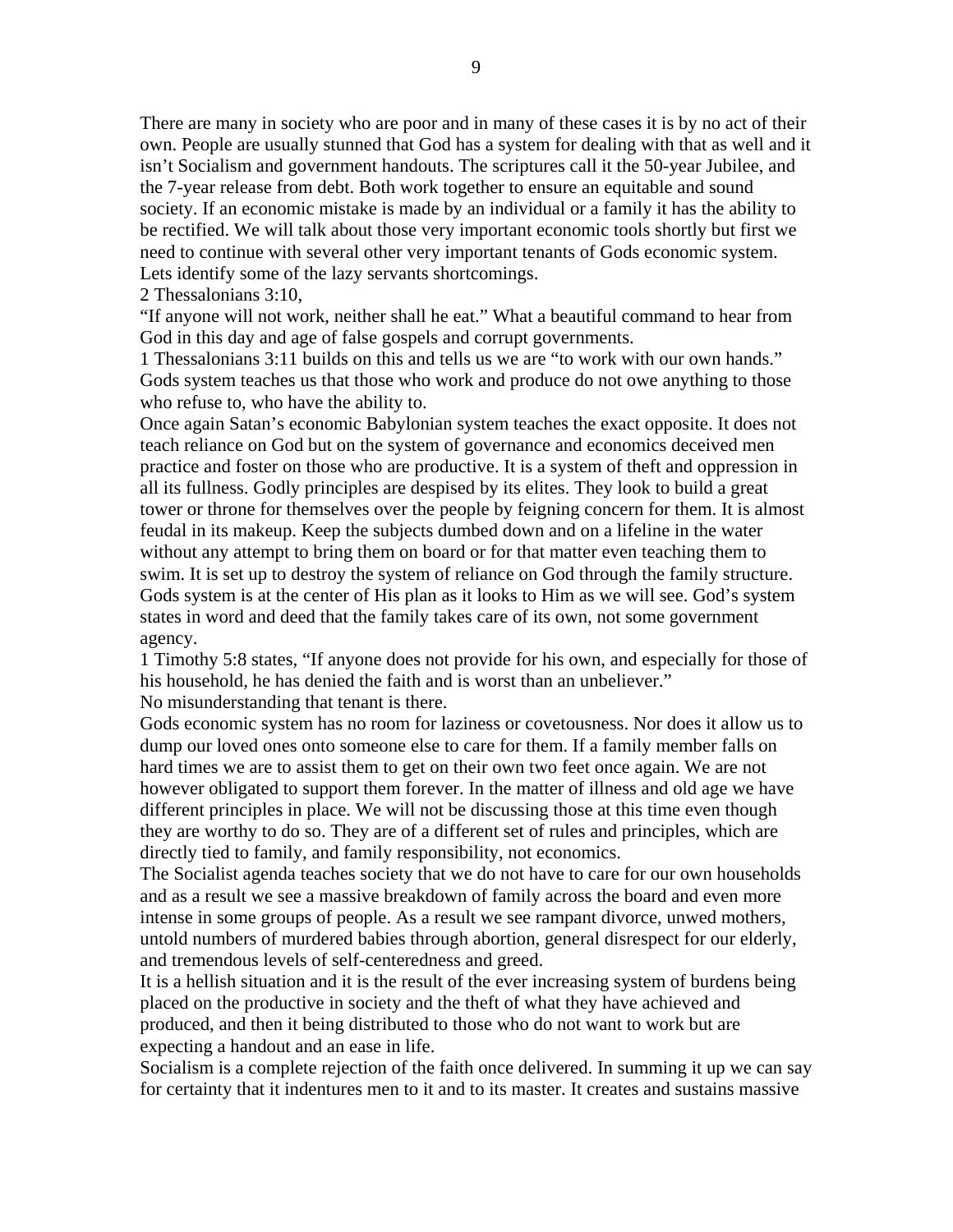There are many in society who are poor and in many of these cases it is by no act of their own. People are usually stunned that God has a system for dealing with that as well and it isn't Socialism and government handouts. The scriptures call it the 50-year Jubilee, and the 7-year release from debt. Both work together to ensure an equitable and sound society. If an economic mistake is made by an individual or a family it has the ability to be rectified. We will talk about those very important economic tools shortly but first we need to continue with several other very important tenants of Gods economic system. Lets identify some of the lazy servants shortcomings.

2 Thessalonians 3:10,

"If anyone will not work, neither shall he eat." What a beautiful command to hear from God in this day and age of false gospels and corrupt governments.

1 Thessalonians 3:11 builds on this and tells us we are "to work with our own hands." Gods system teaches us that those who work and produce do not owe anything to those who refuse to, who have the ability to.

Once again Satan's economic Babylonian system teaches the exact opposite. It does not teach reliance on God but on the system of governance and economics deceived men practice and foster on those who are productive. It is a system of theft and oppression in all its fullness. Godly principles are despised by its elites. They look to build a great tower or throne for themselves over the people by feigning concern for them. It is almost feudal in its makeup. Keep the subjects dumbed down and on a lifeline in the water without any attempt to bring them on board or for that matter even teaching them to swim. It is set up to destroy the system of reliance on God through the family structure. Gods system is at the center of His plan as it looks to Him as we will see. God's system states in word and deed that the family takes care of its own, not some government agency.

1 Timothy 5:8 states, "If anyone does not provide for his own, and especially for those of his household, he has denied the faith and is worst than an unbeliever."

No misunderstanding that tenant is there.

Gods economic system has no room for laziness or covetousness. Nor does it allow us to dump our loved ones onto someone else to care for them. If a family member falls on hard times we are to assist them to get on their own two feet once again. We are not however obligated to support them forever. In the matter of illness and old age we have different principles in place. We will not be discussing those at this time even though they are worthy to do so. They are of a different set of rules and principles, which are directly tied to family, and family responsibility, not economics.

The Socialist agenda teaches society that we do not have to care for our own households and as a result we see a massive breakdown of family across the board and even more intense in some groups of people. As a result we see rampant divorce, unwed mothers, untold numbers of murdered babies through abortion, general disrespect for our elderly, and tremendous levels of self-centeredness and greed.

It is a hellish situation and it is the result of the ever increasing system of burdens being placed on the productive in society and the theft of what they have achieved and produced, and then it being distributed to those who do not want to work but are expecting a handout and an ease in life.

Socialism is a complete rejection of the faith once delivered. In summing it up we can say for certainty that it indentures men to it and to its master. It creates and sustains massive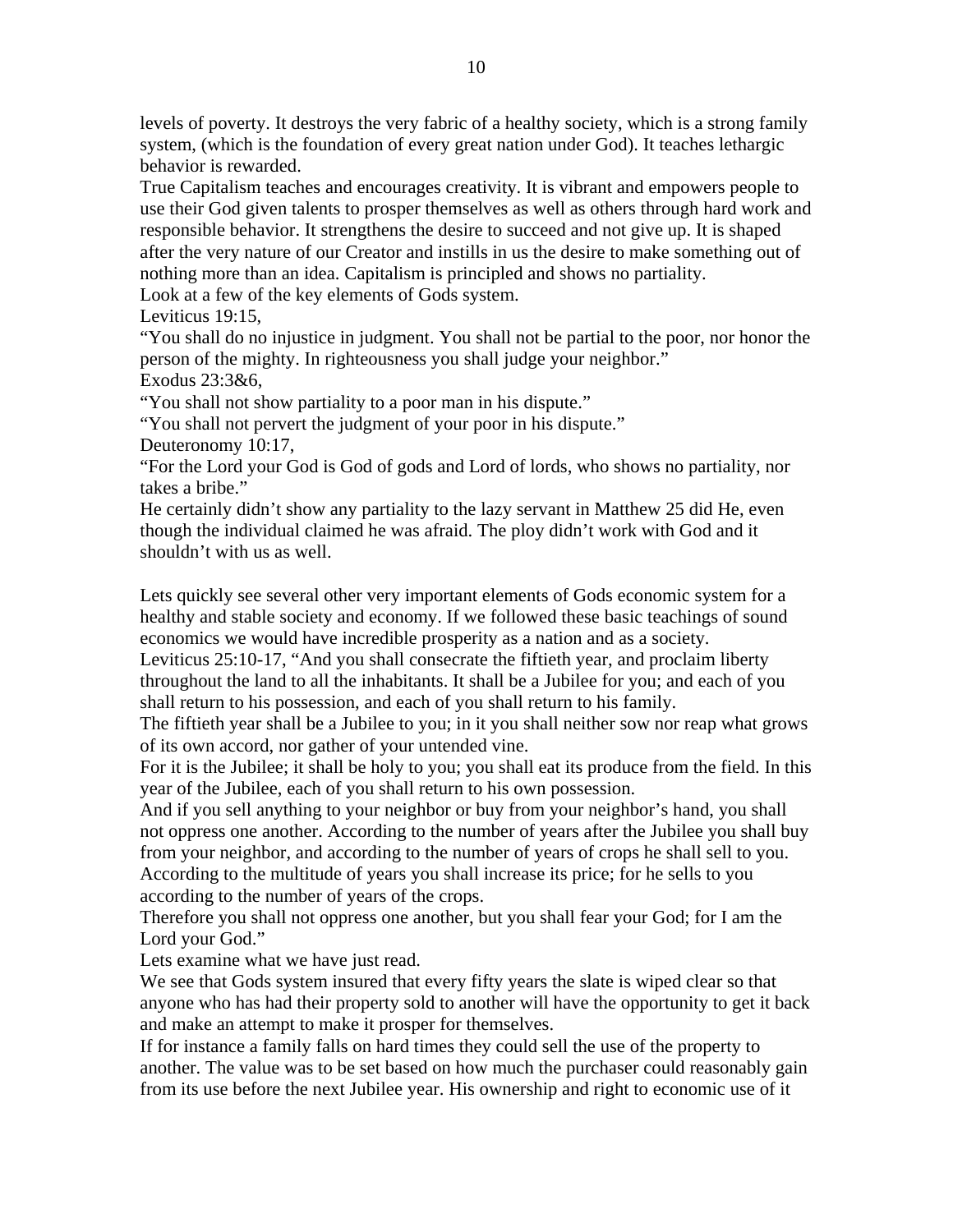levels of poverty. It destroys the very fabric of a healthy society, which is a strong family system, (which is the foundation of every great nation under God). It teaches lethargic behavior is rewarded.

True Capitalism teaches and encourages creativity. It is vibrant and empowers people to use their God given talents to prosper themselves as well as others through hard work and responsible behavior. It strengthens the desire to succeed and not give up. It is shaped after the very nature of our Creator and instills in us the desire to make something out of nothing more than an idea. Capitalism is principled and shows no partiality.

Look at a few of the key elements of Gods system.

Leviticus 19:15,

"You shall do no injustice in judgment. You shall not be partial to the poor, nor honor the person of the mighty. In righteousness you shall judge your neighbor."

Exodus 23:3&6,

"You shall not show partiality to a poor man in his dispute."

"You shall not pervert the judgment of your poor in his dispute."

Deuteronomy 10:17,

"For the Lord your God is God of gods and Lord of lords, who shows no partiality, nor takes a bribe."

He certainly didn't show any partiality to the lazy servant in Matthew 25 did He, even though the individual claimed he was afraid. The ploy didn't work with God and it shouldn't with us as well.

Lets quickly see several other very important elements of Gods economic system for a healthy and stable society and economy. If we followed these basic teachings of sound economics we would have incredible prosperity as a nation and as a society.

Leviticus 25:10-17, "And you shall consecrate the fiftieth year, and proclaim liberty throughout the land to all the inhabitants. It shall be a Jubilee for you; and each of you shall return to his possession, and each of you shall return to his family.

The fiftieth year shall be a Jubilee to you; in it you shall neither sow nor reap what grows of its own accord, nor gather of your untended vine.

For it is the Jubilee; it shall be holy to you; you shall eat its produce from the field. In this year of the Jubilee, each of you shall return to his own possession.

And if you sell anything to your neighbor or buy from your neighbor's hand, you shall not oppress one another. According to the number of years after the Jubilee you shall buy from your neighbor, and according to the number of years of crops he shall sell to you. According to the multitude of years you shall increase its price; for he sells to you according to the number of years of the crops.

Therefore you shall not oppress one another, but you shall fear your God; for I am the Lord your God."

Lets examine what we have just read.

We see that Gods system insured that every fifty years the slate is wiped clear so that anyone who has had their property sold to another will have the opportunity to get it back and make an attempt to make it prosper for themselves.

If for instance a family falls on hard times they could sell the use of the property to another. The value was to be set based on how much the purchaser could reasonably gain from its use before the next Jubilee year. His ownership and right to economic use of it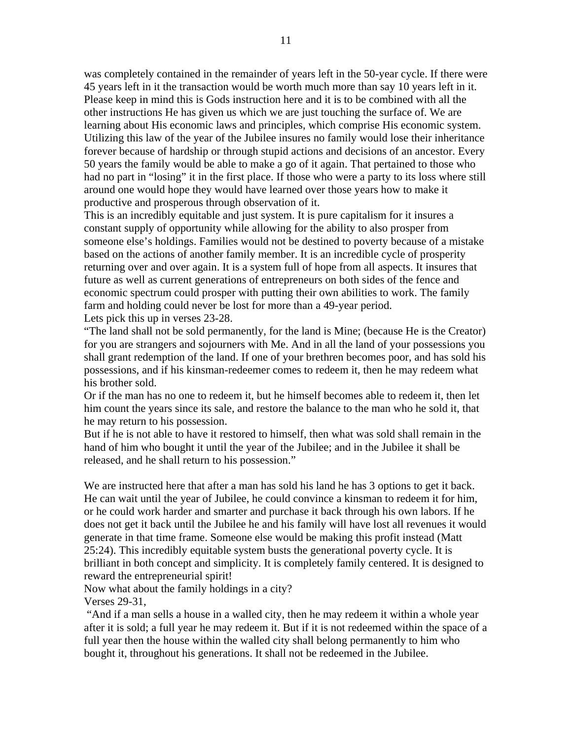was completely contained in the remainder of years left in the 50-year cycle. If there were 45 years left in it the transaction would be worth much more than say 10 years left in it. Please keep in mind this is Gods instruction here and it is to be combined with all the other instructions He has given us which we are just touching the surface of. We are learning about His economic laws and principles, which comprise His economic system. Utilizing this law of the year of the Jubilee insures no family would lose their inheritance forever because of hardship or through stupid actions and decisions of an ancestor. Every 50 years the family would be able to make a go of it again. That pertained to those who had no part in "losing" it in the first place. If those who were a party to its loss where still around one would hope they would have learned over those years how to make it productive and prosperous through observation of it.

This is an incredibly equitable and just system. It is pure capitalism for it insures a constant supply of opportunity while allowing for the ability to also prosper from someone else's holdings. Families would not be destined to poverty because of a mistake based on the actions of another family member. It is an incredible cycle of prosperity returning over and over again. It is a system full of hope from all aspects. It insures that future as well as current generations of entrepreneurs on both sides of the fence and economic spectrum could prosper with putting their own abilities to work. The family farm and holding could never be lost for more than a 49-year period.

Lets pick this up in verses 23-28.

"The land shall not be sold permanently, for the land is Mine; (because He is the Creator) for you are strangers and sojourners with Me. And in all the land of your possessions you shall grant redemption of the land. If one of your brethren becomes poor, and has sold his possessions, and if his kinsman-redeemer comes to redeem it, then he may redeem what his brother sold.

Or if the man has no one to redeem it, but he himself becomes able to redeem it, then let him count the years since its sale, and restore the balance to the man who he sold it, that he may return to his possession.

But if he is not able to have it restored to himself, then what was sold shall remain in the hand of him who bought it until the year of the Jubilee; and in the Jubilee it shall be released, and he shall return to his possession."

We are instructed here that after a man has sold his land he has 3 options to get it back. He can wait until the year of Jubilee, he could convince a kinsman to redeem it for him, or he could work harder and smarter and purchase it back through his own labors. If he does not get it back until the Jubilee he and his family will have lost all revenues it would generate in that time frame. Someone else would be making this profit instead (Matt 25:24). This incredibly equitable system busts the generational poverty cycle. It is brilliant in both concept and simplicity. It is completely family centered. It is designed to reward the entrepreneurial spirit!

Now what about the family holdings in a city?

Verses 29-31,

"And if a man sells a house in a walled city, then he may redeem it within a whole year after it is sold; a full year he may redeem it. But if it is not redeemed within the space of a full year then the house within the walled city shall belong permanently to him who bought it, throughout his generations. It shall not be redeemed in the Jubilee.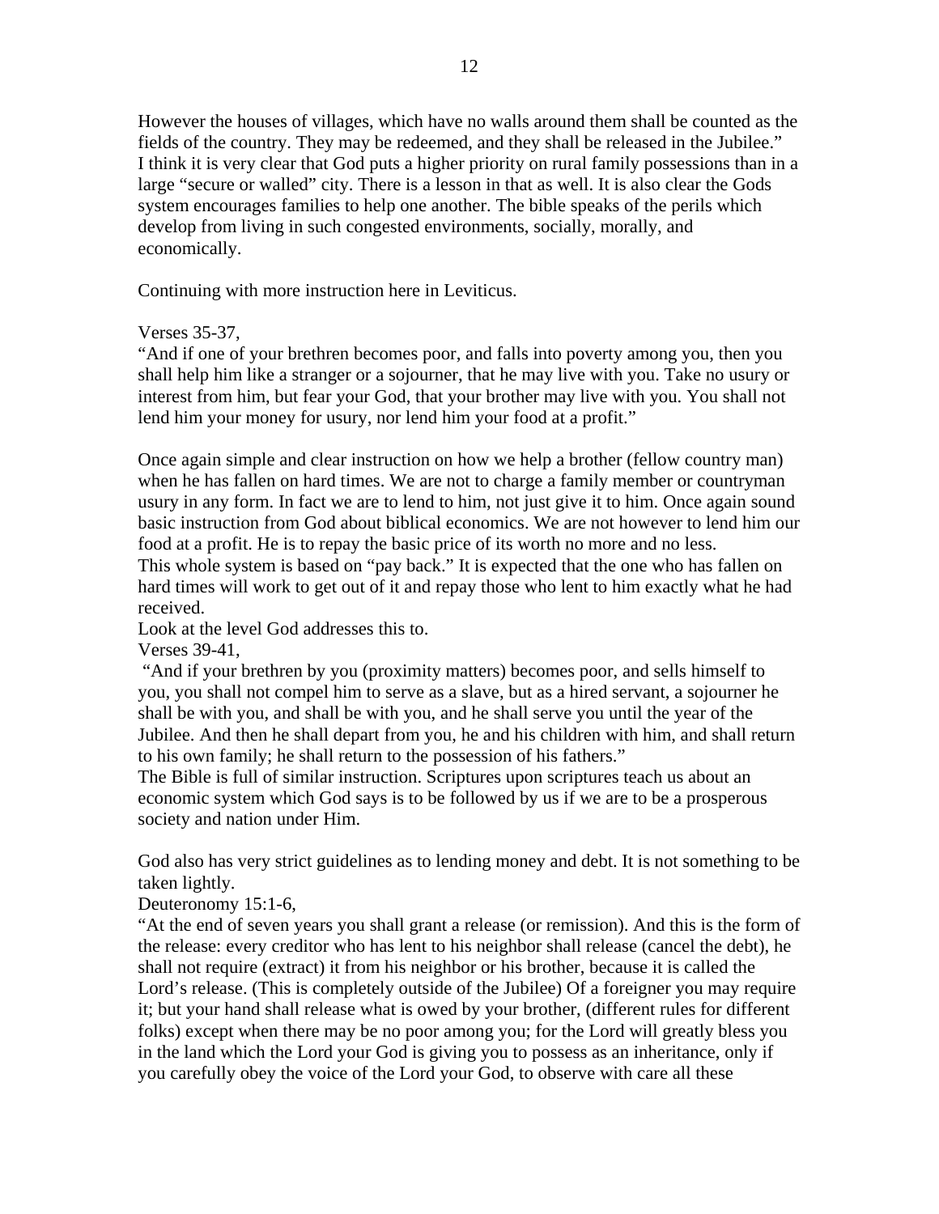However the houses of villages, which have no walls around them shall be counted as the fields of the country. They may be redeemed, and they shall be released in the Jubilee."
I think it is very clear that God puts a higher priority on rural family possessions than in a large "secure or walled" city. There is a lesson in that as well. It is also clear the Gods system encourages families to help one another. The bible speaks of the perils which develop from living in such congested environments, socially, morally, and economically.

Continuing with more instruction here in Leviticus.

Verses 35-37,
"And if one of your brethren becomes poor, and falls into poverty among you, then you shall help him like a stranger or a sojourner, that he may live with you. Take no usury or interest from him, but fear your God, that your brother may live with you. You shall not lend him your money for usury, nor lend him your food at a profit."

Once again simple and clear instruction on how we help a brother (fellow country man) when he has fallen on hard times. We are not to charge a family member or countryman usury in any form. In fact we are to lend to him, not just give it to him. Once again sound basic instruction from God about biblical economics. We are not however to lend him our food at a profit. He is to repay the basic price of its worth no more and no less.
This whole system is based on "pay back." It is expected that the one who has fallen on hard times will work to get out of it and repay those who lent to him exactly what he had received.
Look at the level God addresses this to.
Verses 39-41,
"And if your brethren by you (proximity matters) becomes poor, and sells himself to you, you shall not compel him to serve as a slave, but as a hired servant, a sojourner he shall be with you, and shall be with you, and he shall serve you until the year of the Jubilee. And then he shall depart from you, he and his children with him, and shall return to his own family; he shall return to the possession of his fathers."
The Bible is full of similar instruction. Scriptures upon scriptures teach us about an economic system which God says is to be followed by us if we are to be a prosperous society and nation under Him.

God also has very strict guidelines as to lending money and debt. It is not something to be taken lightly.
Deuteronomy 15:1-6,
"At the end of seven years you shall grant a release (or remission). And this is the form of the release: every creditor who has lent to his neighbor shall release (cancel the debt), he shall not require (extract) it from his neighbor or his brother, because it is called the Lord's release. (This is completely outside of the Jubilee) Of a foreigner you may require it; but your hand shall release what is owed by your brother, (different rules for different folks) except when there may be no poor among you; for the Lord will greatly bless you in the land which the Lord your God is giving you to possess as an inheritance, only if you carefully obey the voice of the Lord your God, to observe with care all these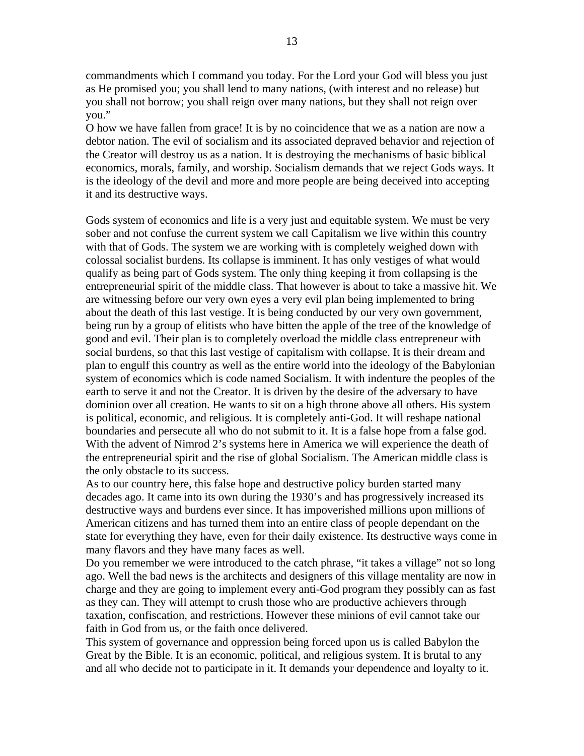commandments which I command you today. For the Lord your God will bless you just as He promised you; you shall lend to many nations, (with interest and no release) but you shall not borrow; you shall reign over many nations, but they shall not reign over you."

O how we have fallen from grace! It is by no coincidence that we as a nation are now a debtor nation. The evil of socialism and its associated depraved behavior and rejection of the Creator will destroy us as a nation. It is destroying the mechanisms of basic biblical economics, morals, family, and worship. Socialism demands that we reject Gods ways. It is the ideology of the devil and more and more people are being deceived into accepting it and its destructive ways.

Gods system of economics and life is a very just and equitable system. We must be very sober and not confuse the current system we call Capitalism we live within this country with that of Gods. The system we are working with is completely weighed down with colossal socialist burdens. Its collapse is imminent. It has only vestiges of what would qualify as being part of Gods system. The only thing keeping it from collapsing is the entrepreneurial spirit of the middle class. That however is about to take a massive hit. We are witnessing before our very own eyes a very evil plan being implemented to bring about the death of this last vestige. It is being conducted by our very own government, being run by a group of elitists who have bitten the apple of the tree of the knowledge of good and evil. Their plan is to completely overload the middle class entrepreneur with social burdens, so that this last vestige of capitalism with collapse. It is their dream and plan to engulf this country as well as the entire world into the ideology of the Babylonian system of economics which is code named Socialism. It with indenture the peoples of the earth to serve it and not the Creator. It is driven by the desire of the adversary to have dominion over all creation. He wants to sit on a high throne above all others. His system is political, economic, and religious. It is completely anti-God. It will reshape national boundaries and persecute all who do not submit to it. It is a false hope from a false god. With the advent of Nimrod 2's systems here in America we will experience the death of the entrepreneurial spirit and the rise of global Socialism. The American middle class is the only obstacle to its success.

As to our country here, this false hope and destructive policy burden started many decades ago. It came into its own during the 1930's and has progressively increased its destructive ways and burdens ever since. It has impoverished millions upon millions of American citizens and has turned them into an entire class of people dependant on the state for everything they have, even for their daily existence. Its destructive ways come in many flavors and they have many faces as well.

Do you remember we were introduced to the catch phrase, "it takes a village" not so long ago. Well the bad news is the architects and designers of this village mentality are now in charge and they are going to implement every anti-God program they possibly can as fast as they can. They will attempt to crush those who are productive achievers through taxation, confiscation, and restrictions. However these minions of evil cannot take our faith in God from us, or the faith once delivered.

This system of governance and oppression being forced upon us is called Babylon the Great by the Bible. It is an economic, political, and religious system. It is brutal to any and all who decide not to participate in it. It demands your dependence and loyalty to it.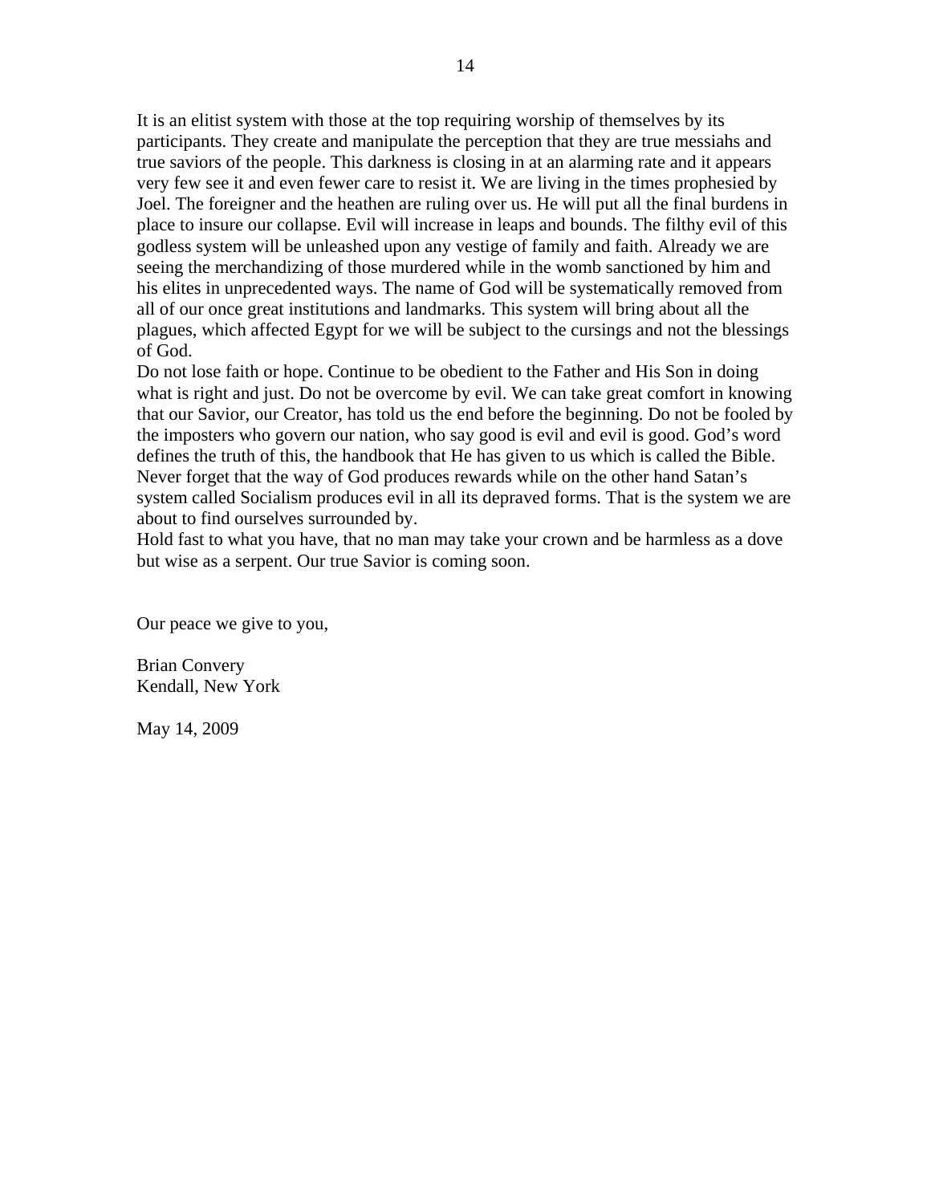It is an elitist system with those at the top requiring worship of themselves by its participants. They create and manipulate the perception that they are true messiahs and true saviors of the people. This darkness is closing in at an alarming rate and it appears very few see it and even fewer care to resist it. We are living in the times prophesied by Joel. The foreigner and the heathen are ruling over us. He will put all the final burdens in place to insure our collapse. Evil will increase in leaps and bounds. The filthy evil of this godless system will be unleashed upon any vestige of family and faith. Already we are seeing the merchandizing of those murdered while in the womb sanctioned by him and his elites in unprecedented ways. The name of God will be systematically removed from all of our once great institutions and landmarks. This system will bring about all the plagues, which affected Egypt for we will be subject to the cursings and not the blessings of God.

Do not lose faith or hope. Continue to be obedient to the Father and His Son in doing what is right and just. Do not be overcome by evil. We can take great comfort in knowing that our Savior, our Creator, has told us the end before the beginning. Do not be fooled by the imposters who govern our nation, who say good is evil and evil is good. God's word defines the truth of this, the handbook that He has given to us which is called the Bible. Never forget that the way of God produces rewards while on the other hand Satan's system called Socialism produces evil in all its depraved forms. That is the system we are about to find ourselves surrounded by.

Hold fast to what you have, that no man may take your crown and be harmless as a dove but wise as a serpent. Our true Savior is coming soon.

Our peace we give to you,

Brian Convery
Kendall, New York

May 14, 2009